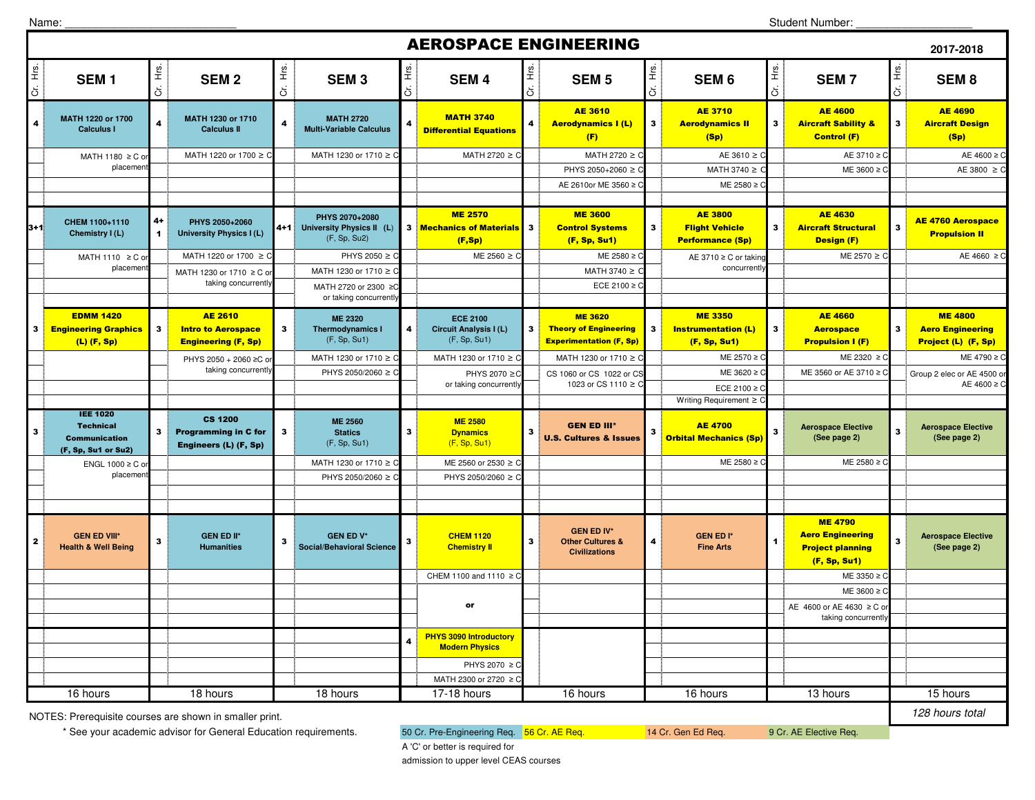Name: ___________________________ Student Number: ___________________

# AEROSPACE ENGINEERING

2017-2018

| Cr. Hrs. | SEM 1 | Cr. Hrs. | SEM 2 | Cr. Hrs. | SEM 3 | Cr. Hrs. | SEM 4 | Cr. Hrs. | SEM 5 | Cr. Hrs. | SEM 6 | Cr. Hrs. | SEM 7 | Cr. Hrs. | SEM 8 |
|---|---|---|---|---|---|---|---|---|---|---|---|---|---|---|---|
| 4 | **MATH 1220 or 1700 Calculus I** | 4 | **MATH 1230 or 1710 Calculus II** | 4 | **MATH 2720 Multi-Variable Calculus** | 4 | **MATH 3740 Differential Equations** | 4 | **AE 3610 Aerodynamics I (L) (F)** | 3 | **AE 3710 Aerodynamics II (Sp)** | 3 | **AE 4600 Aircraft Sability & Control (F)** | 3 | **AE 4690 Aircraft Design (Sp)** |
| | MATH 1180 ≥ C or placement | | MATH 1220 or 1700 ≥ C | | MATH 1230 or 1710 ≥ C | | MATH 2720 ≥ C | | MATH 2720 ≥ C | | AE 3610 ≥ C | | AE 3710 ≥ C | | AE 4600 ≥ C |
| | | | | | | | | | PHYS 2050+2060 ≥ C | | MATH 3740 ≥ C | | ME 3600 ≥ C | | AE 3800 ≥ C |
| | | | | | | | | | AE 2610or ME 3560 ≥ C | | ME 2580 ≥ C | | | | |
| 3+1 | **CHEM 1100+1110 Chemistry I (L)** | 4+1 | **PHYS 2050+2060 University Physics I (L)** | 4+1 | **PHYS 2070+2080 University Physics II (L)** (F, Sp, Su2) | 3 | **ME 2570 Mechanics of Materials (F,Sp)** | 3 | **ME 3600 Control Systems (F, Sp, Su1)** | 3 | **AE 3800 Flight Vehicle Performance (Sp)** | 3 | **AE 4630 Aircraft Structural Design (F)** | 3 | **AE 4760 Aerospace Propulsion II** |
| | MATH 1110 ≥ C or placement | | MATH 1220 or 1700 ≥ C | | PHYS 2050 ≥ C | | ME 2560 ≥ C | | ME 2580 ≥ C | | AE 3710 ≥ C or taking concurrently | | ME 2570 ≥ C | | AE 4660 ≥ C |
| | | | MATH 1230 or 1710 ≥ C or taking concurrently | | MATH 1230 or 1710 ≥ C | | | | MATH 3740 ≥ C | | | | | | |
| | | | | | MATH 2720 or 2300 ≥C or taking concurrently | | | | ECE 2100 ≥ C | | | | | | |
| 3 | **EDMM 1420 Engineering Graphics (L) (F, Sp)** | 3 | **AE 2610 Intro to Aerospace Engineering (F, Sp)** | 3 | **ME 2320 Thermodynamics I** (F, Sp, Su1) | 4 | **ECE 2100 Circuit Analysis I (L)** (F, Sp, Su1) | 3 | **ME 3620 Theory of Engineering Experimentation (F, Sp)** | 3 | **ME 3350 Instrumentation (L) (F, Sp, Su1)** | 3 | **AE 4660 Aerospace Propulsion I (F)** | 3 | **ME 4800 Aero Engineering Project (L) (F, Sp)** |
| | | | PHYS 2050 + 2060 ≥C or taking concurrently | | MATH 1230 or 1710 ≥ C | | MATH 1230 or 1710 ≥ C | | MATH 1230 or 1710 ≥ C | | ME 2570 ≥ C | | ME 2320 ≥ C | | ME 4790 ≥ C |
| | | | | | PHYS 2050/2060 ≥ C | | PHYS 2070 ≥C or taking concurrently | | CS 1060 or CS 1022 or CS 1023 or CS 1110 ≥ C | | ME 3620 ≥ C | | ME 3560 or AE 3710 ≥ C | | Group 2 elec or AE 4500 or AE 4600 ≥ C |
| | | | | | | | | | | | ECE 2100 ≥ C | | | | |
| | | | | | | | | | | | Writing Requirement ≥ C | | | | |
| 3 | **IEE 1020 Technical Communication (F, Sp, Su1 or Su2)** | 3 | **CS 1200 Programming in C for Engineers (L) (F, Sp)** | 3 | **ME 2560 Statics** (F, Sp, Su1) | 3 | **ME 2580 Dynamics** (F, Sp, Su1) | 3 | **GEN ED III* U.S. Cultures & Issues** | 3 | **AE 4700 Orbital Mechanics (Sp)** | 3 | **Aerospace Elective (See page 2)** | 3 | **Aerospace Elective (See page 2)** |
| | ENGL 1000 ≥ C or placement | | | | MATH 1230 or 1710 ≥ C | | ME 2560 or 2530 ≥ C | | | | ME 2580 ≥ C | | ME 2580 ≥ C | | |
| | | | | | PHYS 2050/2060 ≥ C | | PHYS 2050/2060 ≥ C | | | | | | | | |
| 2 | **GEN ED VIII* Health & Well Being** | 3 | **GEN ED II* Humanities** | 3 | **GEN ED V* Social/Behavioral Science** | 3 | **CHEM 1120 Chemistry II** | 3 | **GEN ED IV* Other Cultures & Civilizations** | 4 | **GEN ED I* Fine Arts** | 1 | **ME 4790 Aero Engineering Project planning (F, Sp, Su1)** | 3 | **Aerospace Elective (See page 2)** |
| | | | | | | | CHEM 1100 and 1110 ≥ C | | | | | | ME 3350 ≥ C | | |
| | | | | | | | | | | | | | ME 3600 ≥ C | | |
| | | | | | | | or | | | | | | AE 4600 or AE 4630 ≥ C or taking concurrently | | |
| | | | | | | 4 | **PHYS 3090 Introductory Modern Physics** | | | | | | | | |
| | | | | | | | PHYS 2070 ≥ C | | | | | | | | |
| | | | | | | | MATH 2300 or 2720 ≥ C | | | | | | | | |
| | 16 hours | | 18 hours | | 18 hours | | 17-18 hours | | 16 hours | | 16 hours | | 13 hours | | 15 hours |

*128 hours total*

NOTES: Prerequisite courses are shown in smaller print.

\* See your academic advisor for General Education requirements.

50 Cr. Pre-Engineering Req. | 56 Cr. AE Req. | 14 Cr. Gen Ed Req. | 9 Cr. AE Elective Req.

A 'C' or better is required for admission to upper level CEAS courses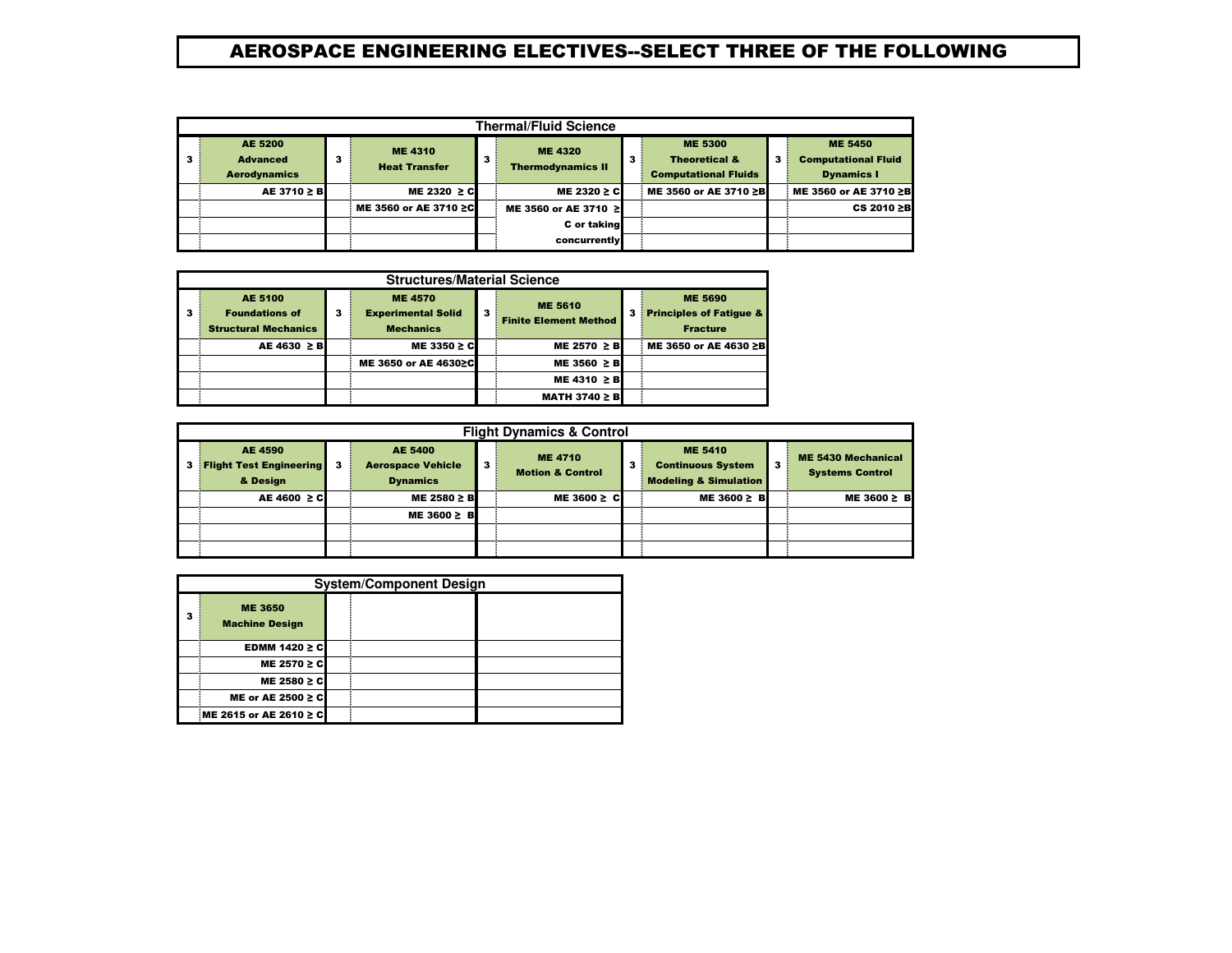# AEROSPACE ENGINEERING ELECTIVES--SELECT THREE OF THE FOLLOWING

## Thermal/Fluid Science

| | | | | | | | | | |
|---|---|---|---|---|---|---|---|---|---|
| 3 | **AE 5200 Advanced Aerodynamics** | 3 | **ME 4310 Heat Transfer** | 3 | **ME 4320 Thermodynamics II** | 3 | **ME 5300 Theoretical & Computational Fluids** | 3 | **ME 5450 Computational Fluid Dynamics I** |
| | AE 3710 ≥ B | | ME 2320 ≥ C | | ME 2320 ≥ C | | ME 3560 or AE 3710 ≥B | | ME 3560 or AE 3710 ≥B |
| | | | ME 3560 or AE 3710 ≥C | | ME 3560 or AE 3710 ≥ C or taking concurrently | | | | CS 2010 ≥B |

## Structures/Material Science

| | | | | | | | |
|---|---|---|---|---|---|---|---|
| 3 | **AE 5100 Foundations of Structural Mechanics** | 3 | **ME 4570 Experimental Solid Mechanics** | 3 | **ME 5610 Finite Element Method** | 3 | **ME 5690 Principles of Fatigue & Fracture** |
| | AE 4630 ≥ B | | ME 3350 ≥ C | | ME 2570 ≥ B | | ME 3650 or AE 4630 ≥B |
| | | | ME 3650 or AE 4630≥C | | ME 3560 ≥ B | | |
| | | | | | ME 4310 ≥ B | | |
| | | | | | MATH 3740 ≥ B | | |

## Flight Dynamics & Control

| | | | | | | | | | |
|---|---|---|---|---|---|---|---|---|---|
| 3 | **AE 4590 Flight Test Engineering & Design** | 3 | **AE 5400 Aerospace Vehicle Dynamics** | 3 | **ME 4710 Motion & Control** | 3 | **ME 5410 Continuous System Modeling & Simulation** | 3 | **ME 5430 Mechanical Systems Control** |
| | AE 4600 ≥ C | | ME 2580 ≥ B | | ME 3600 ≥ C | | ME 3600 ≥ B | | ME 3600 ≥ B |
| | | | ME 3600 ≥ B | | | | | | |

## System/Component Design

| | |
|---|---|
| 3 | **ME 3650 Machine Design** |
| | EDMM 1420 ≥ C |
| | ME 2570 ≥ C |
| | ME 2580 ≥ C |
| | ME or AE 2500 ≥ C |
| | ME 2615 or AE 2610 ≥ C |